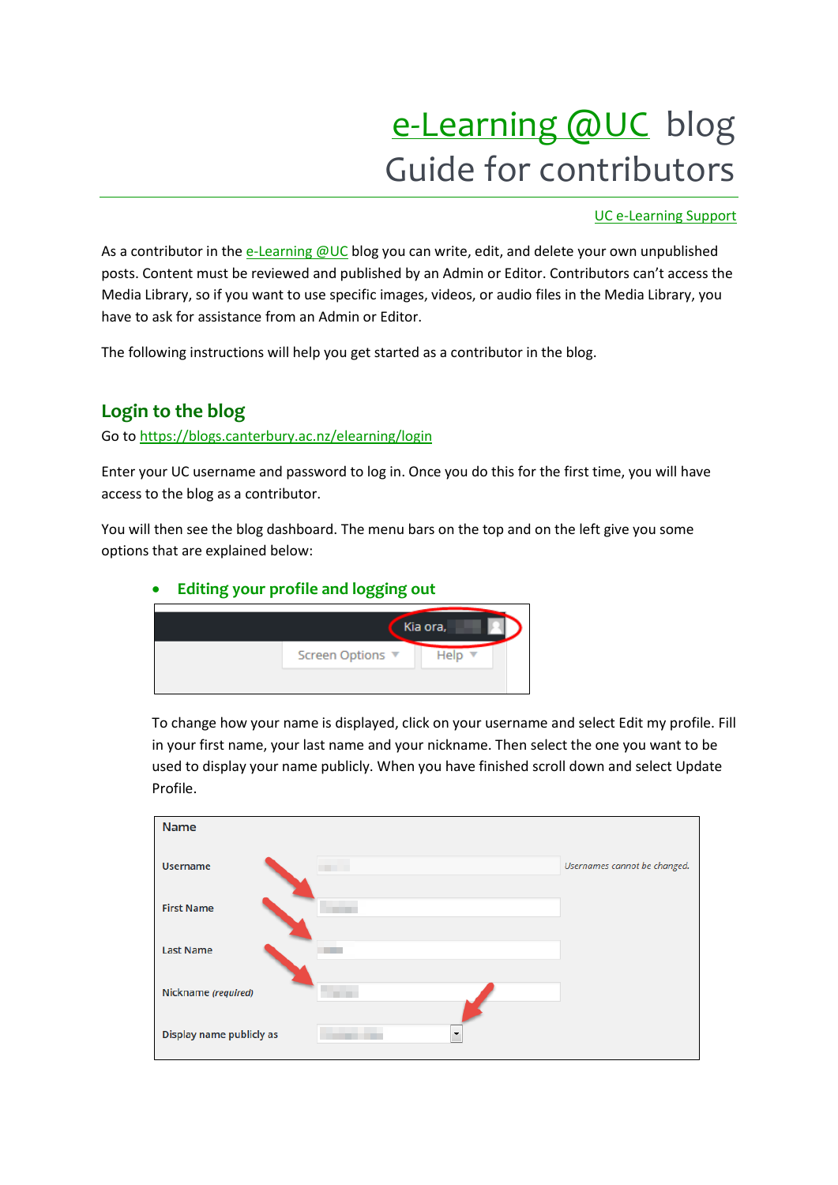# e-Learning @UC blog
# Guide for contributors

UC e-Learning Support

As a contributor in the e-Learning @UC blog you can write, edit, and delete your own unpublished posts. Content must be reviewed and published by an Admin or Editor. Contributors can't access the Media Library, so if you want to use specific images, videos, or audio files in the Media Library, you have to ask for assistance from an Admin or Editor.

The following instructions will help you get started as a contributor in the blog.

## Login to the blog

Go to https://blogs.canterbury.ac.nz/elearning/login

Enter your UC username and password to log in. Once you do this for the first time, you will have access to the blog as a contributor.

You will then see the blog dashboard. The menu bars on the top and on the left give you some options that are explained below:

- ### Editing your profile and logging out

To change how your name is displayed, click on your username and select Edit my profile. Fill in your first name, your last name and your nickname. Then select the one you want to be used to display your name publicly. When you have finished scroll down and select Update Profile.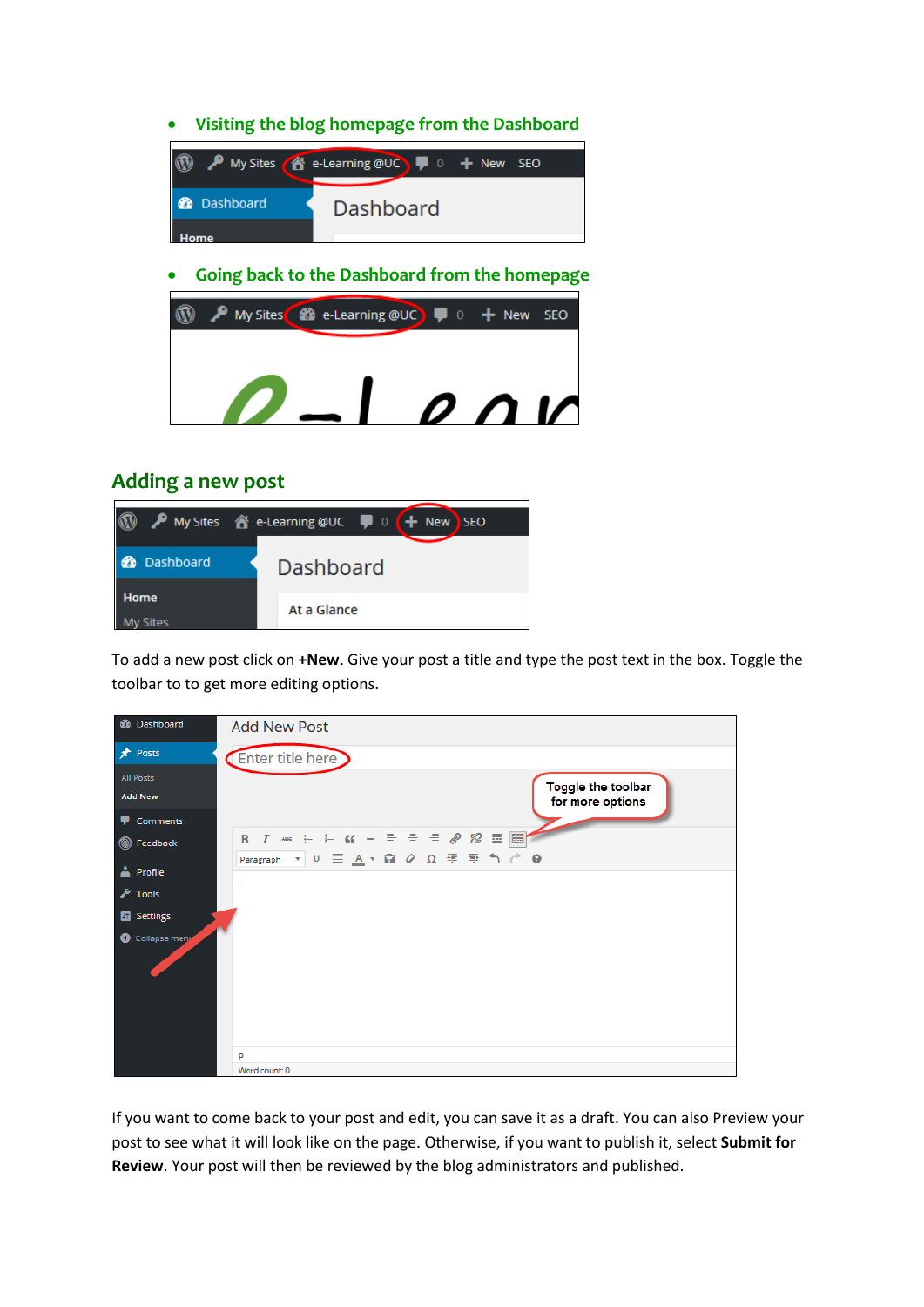- **Visiting the blog homepage from the Dashboard**

- **Going back to the Dashboard from the homepage**

## Adding a new post

To add a new post click on **+New**. Give your post a title and type the post text in the box. Toggle the toolbar to to get more editing options.

If you want to come back to your post and edit, you can save it as a draft. You can also Preview your post to see what it will look like on the page. Otherwise, if you want to publish it, select **Submit for Review**. Your post will then be reviewed by the blog administrators and published.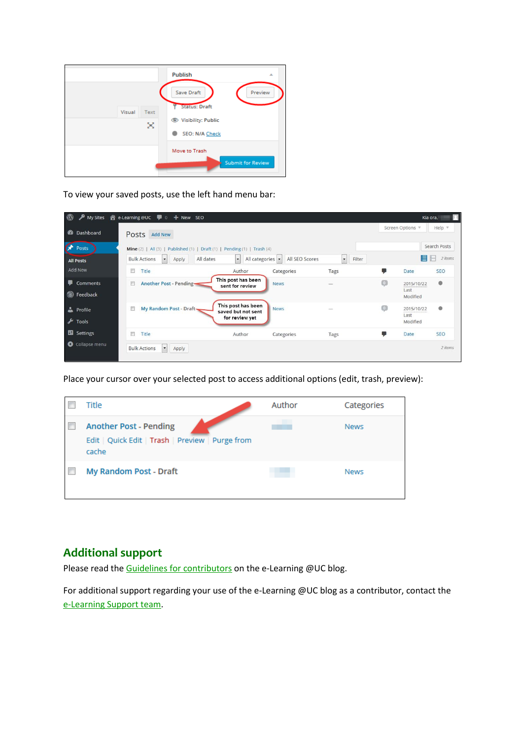To view your saved posts, use the left hand menu bar:

Place your cursor over your selected post to access additional options (edit, trash, preview):

## Additional support

Please read the Guidelines for contributors on the e-Learning @UC blog.

For additional support regarding your use of the e-Learning @UC blog as a contributor, contact the e-Learning Support team.